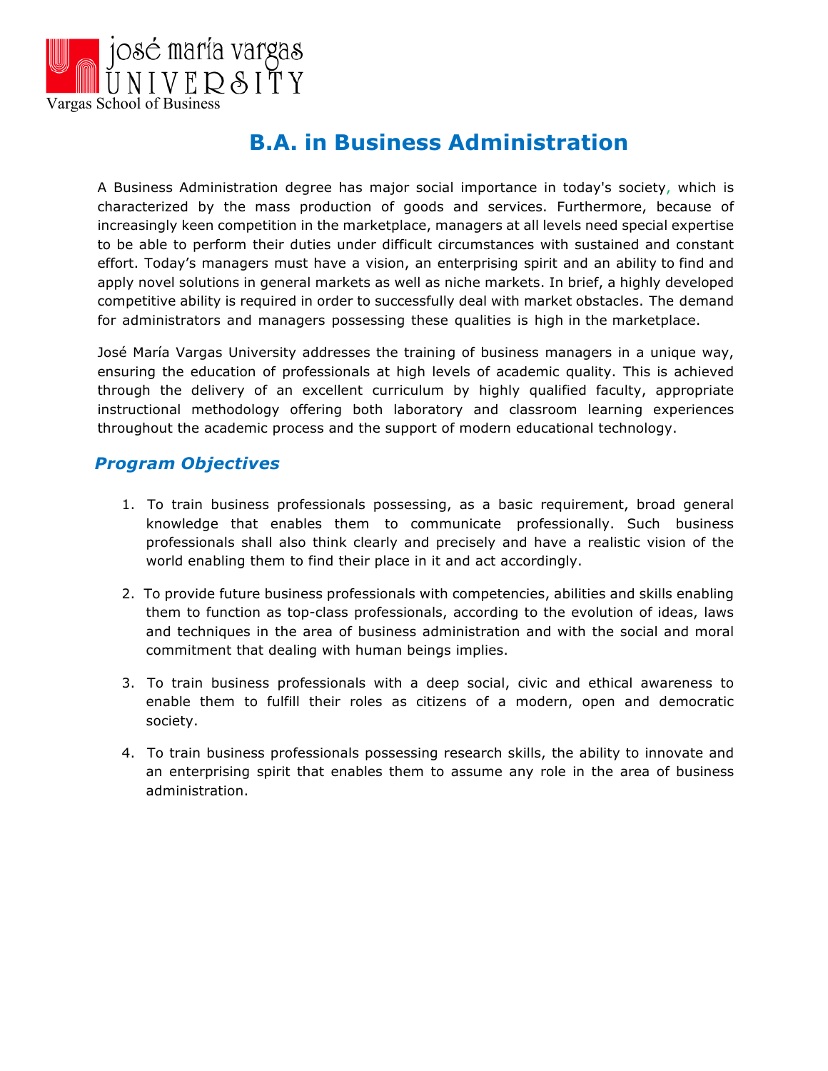josé maría vargas UNIVERSITY
Vargas School of Business

# B.A. in Business Administration

A Business Administration degree has major social importance in today's society, which is characterized by the mass production of goods and services. Furthermore, because of increasingly keen competition in the marketplace, managers at all levels need special expertise to be able to perform their duties under difficult circumstances with sustained and constant effort. Today's managers must have a vision, an enterprising spirit and an ability to find and apply novel solutions in general markets as well as niche markets. In brief, a highly developed competitive ability is required in order to successfully deal with market obstacles. The demand for administrators and managers possessing these qualities is high in the marketplace.

José María Vargas University addresses the training of business managers in a unique way, ensuring the education of professionals at high levels of academic quality. This is achieved through the delivery of an excellent curriculum by highly qualified faculty, appropriate instructional methodology offering both laboratory and classroom learning experiences throughout the academic process and the support of modern educational technology.

## *Program Objectives*

1. To train business professionals possessing, as a basic requirement, broad general knowledge that enables them to communicate professionally. Such business professionals shall also think clearly and precisely and have a realistic vision of the world enabling them to find their place in it and act accordingly.

2. To provide future business professionals with competencies, abilities and skills enabling them to function as top-class professionals, according to the evolution of ideas, laws and techniques in the area of business administration and with the social and moral commitment that dealing with human beings implies.

3. To train business professionals with a deep social, civic and ethical awareness to enable them to fulfill their roles as citizens of a modern, open and democratic society.

4. To train business professionals possessing research skills, the ability to innovate and an enterprising spirit that enables them to assume any role in the area of business administration.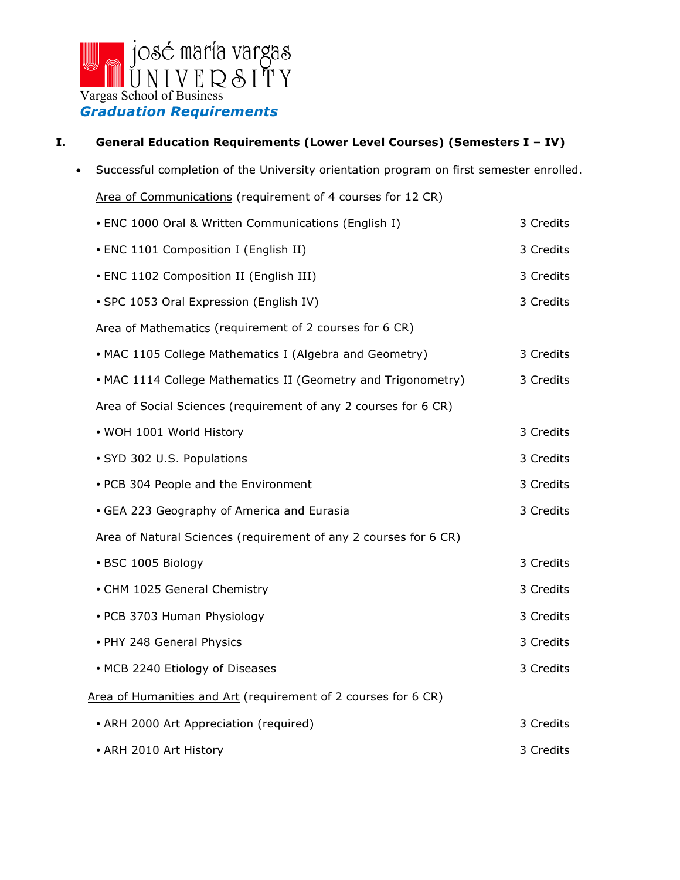josé maría vargas UNIVERSITY

Vargas School of Business

## *Graduation Requirements*

### I. General Education Requirements (Lower Level Courses) (Semesters I – IV)

- Successful completion of the University orientation program on first semester enrolled.

<u>Area of Communications</u> (requirement of 4 courses for 12 CR)

| Course | Credits |
|---|---|
| • ENC 1000 Oral & Written Communications (English I) | 3 Credits |
| • ENC 1101 Composition I (English II) | 3 Credits |
| • ENC 1102 Composition II (English III) | 3 Credits |
| • SPC 1053 Oral Expression (English IV) | 3 Credits |

<u>Area of Mathematics</u> (requirement of 2 courses for 6 CR)

| Course | Credits |
|---|---|
| • MAC 1105 College Mathematics I (Algebra and Geometry) | 3 Credits |
| • MAC 1114 College Mathematics II (Geometry and Trigonometry) | 3 Credits |

<u>Area of Social Sciences</u> (requirement of any 2 courses for 6 CR)

| Course | Credits |
|---|---|
| • WOH 1001 World History | 3 Credits |
| • SYD 302 U.S. Populations | 3 Credits |
| • PCB 304 People and the Environment | 3 Credits |
| • GEA 223 Geography of America and Eurasia | 3 Credits |

<u>Area of Natural Sciences</u> (requirement of any 2 courses for 6 CR)

| Course | Credits |
|---|---|
| • BSC 1005 Biology | 3 Credits |
| • CHM 1025 General Chemistry | 3 Credits |
| • PCB 3703 Human Physiology | 3 Credits |
| • PHY 248 General Physics | 3 Credits |
| • MCB 2240 Etiology of Diseases | 3 Credits |

<u>Area of Humanities and Art</u> (requirement of 2 courses for 6 CR)

| Course | Credits |
|---|---|
| • ARH 2000 Art Appreciation (required) | 3 Credits |
| • ARH 2010 Art History | 3 Credits |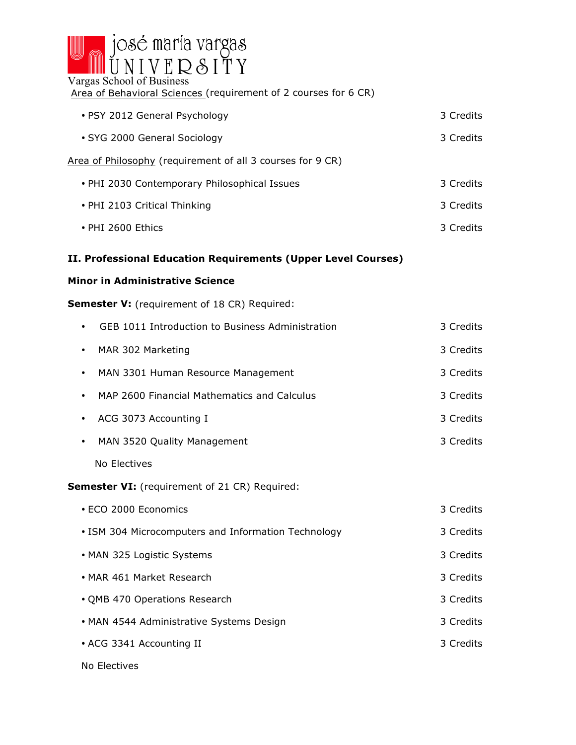José María Vargas University

Vargas School of Business

Area of Behavioral Sciences (requirement of 2 courses for 6 CR)

- PSY 2012 General Psychology — 3 Credits
- SYG 2000 General Sociology — 3 Credits

Area of Philosophy (requirement of all 3 courses for 9 CR)

- PHI 2030 Contemporary Philosophical Issues — 3 Credits
- PHI 2103 Critical Thinking — 3 Credits
- PHI 2600 Ethics — 3 Credits

**II. Professional Education Requirements (Upper Level Courses)**

**Minor in Administrative Science**

**Semester V:** (requirement of 18 CR) Required:

- GEB 1011 Introduction to Business Administration — 3 Credits
- MAR 302 Marketing — 3 Credits
- MAN 3301 Human Resource Management — 3 Credits
- MAP 2600 Financial Mathematics and Calculus — 3 Credits
- ACG 3073 Accounting I — 3 Credits
- MAN 3520 Quality Management — 3 Credits

No Electives

**Semester VI:** (requirement of 21 CR) Required:

- ECO 2000 Economics — 3 Credits
- ISM 304 Microcomputers and Information Technology — 3 Credits
- MAN 325 Logistic Systems — 3 Credits
- MAR 461 Market Research — 3 Credits
- QMB 470 Operations Research — 3 Credits
- MAN 4544 Administrative Systems Design — 3 Credits
- ACG 3341 Accounting II — 3 Credits

No Electives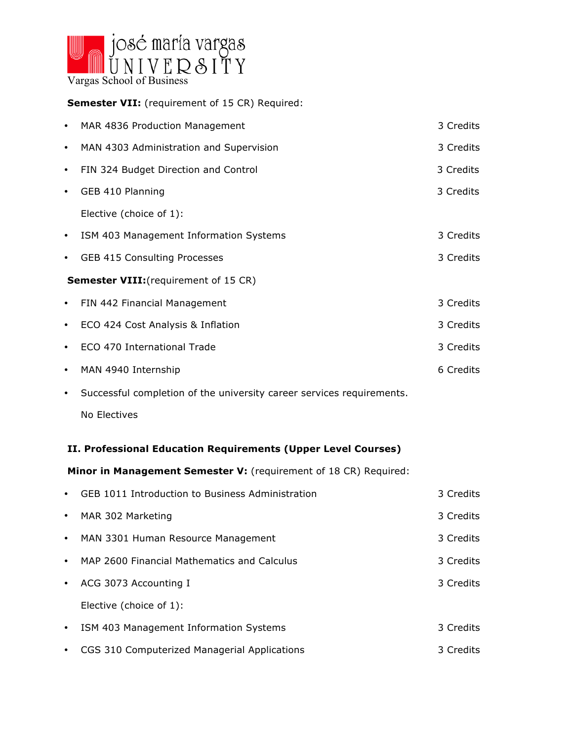**Semester VII:** (requirement of 15 CR) Required:

- MAR 4836 Production Management — 3 Credits
- MAN 4303 Administration and Supervision — 3 Credits
- FIN 324 Budget Direction and Control — 3 Credits
- GEB 410 Planning — 3 Credits

Elective (choice of 1):

- ISM 403 Management Information Systems — 3 Credits
- GEB 415 Consulting Processes — 3 Credits

**Semester VIII:**(requirement of 15 CR)

- FIN 442 Financial Management — 3 Credits
- ECO 424 Cost Analysis & Inflation — 3 Credits
- ECO 470 International Trade — 3 Credits
- MAN 4940 Internship — 6 Credits
- Successful completion of the university career services requirements.

No Electives

**II. Professional Education Requirements (Upper Level Courses)**

**Minor in Management Semester V:** (requirement of 18 CR) Required:

- GEB 1011 Introduction to Business Administration — 3 Credits
- MAR 302 Marketing — 3 Credits
- MAN 3301 Human Resource Management — 3 Credits
- MAP 2600 Financial Mathematics and Calculus — 3 Credits
- ACG 3073 Accounting I — 3 Credits

Elective (choice of 1):

- ISM 403 Management Information Systems — 3 Credits
- CGS 310 Computerized Managerial Applications — 3 Credits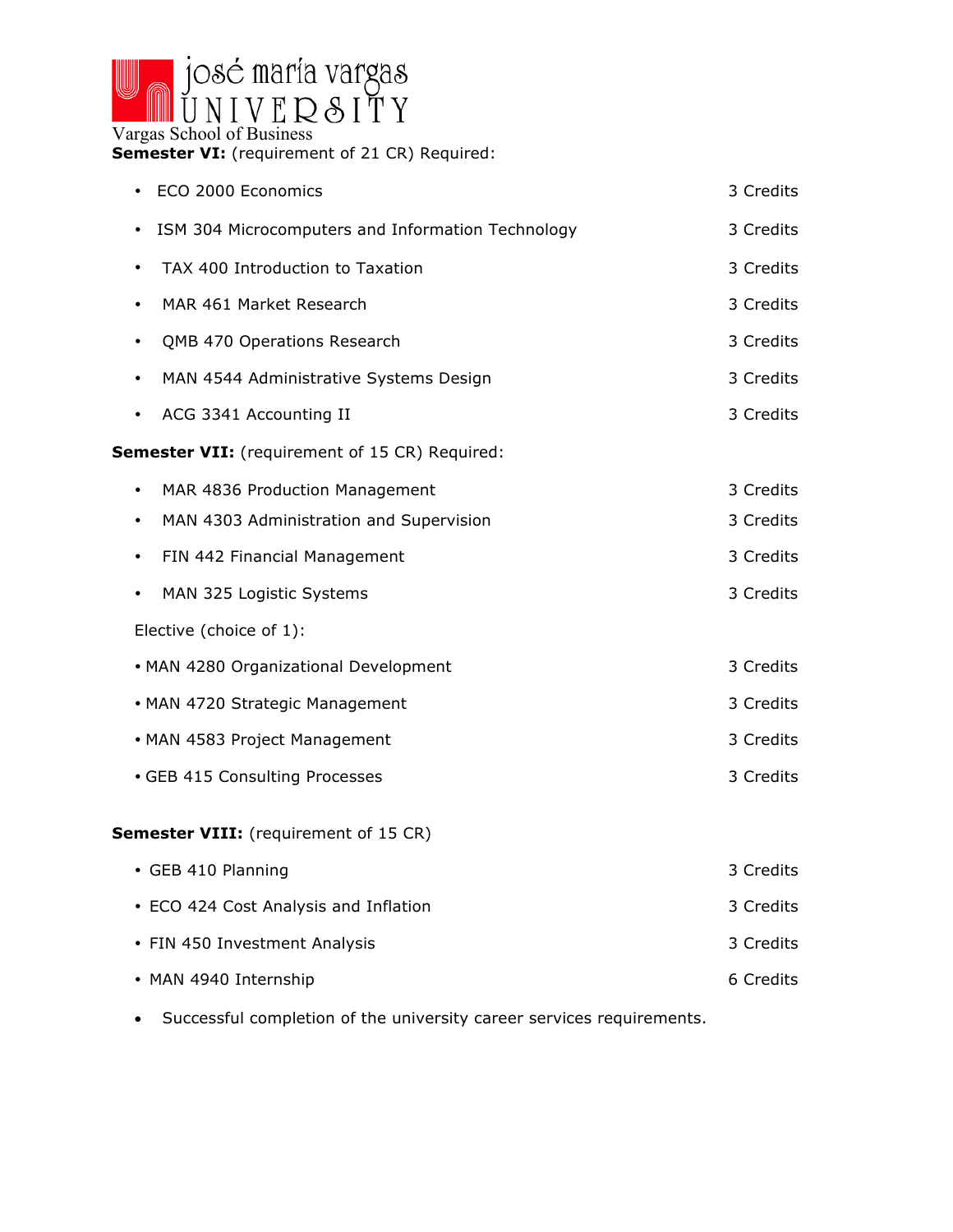José María Vargas University
Vargas School of Business

**Semester VI:** (requirement of 21 CR) Required:

- ECO 2000 Economics 3 Credits
- ISM 304 Microcomputers and Information Technology 3 Credits
- TAX 400 Introduction to Taxation 3 Credits
- MAR 461 Market Research 3 Credits
- QMB 470 Operations Research 3 Credits
- MAN 4544 Administrative Systems Design 3 Credits
- ACG 3341 Accounting II 3 Credits

**Semester VII:** (requirement of 15 CR) Required:

- MAR 4836 Production Management 3 Credits
- MAN 4303 Administration and Supervision 3 Credits
- FIN 442 Financial Management 3 Credits
- MAN 325 Logistic Systems 3 Credits

Elective (choice of 1):

- MAN 4280 Organizational Development 3 Credits
- MAN 4720 Strategic Management 3 Credits
- MAN 4583 Project Management 3 Credits
- GEB 415 Consulting Processes 3 Credits

**Semester VIII:** (requirement of 15 CR)

- GEB 410 Planning 3 Credits
- ECO 424 Cost Analysis and Inflation 3 Credits
- FIN 450 Investment Analysis 3 Credits
- MAN 4940 Internship 6 Credits
- Successful completion of the university career services requirements.